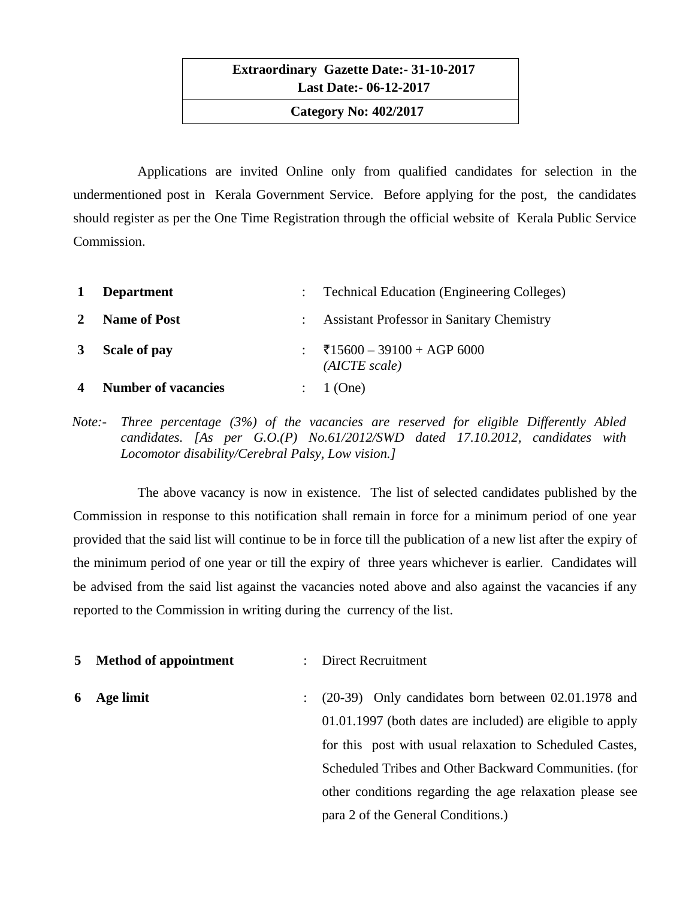| Extraordinary Gazette Date:- 31-10-2017 Last Date:- 06-12-2017 |
|---|
| **Category No: 402/2017** |

Applications are invited Online only from qualified candidates for selection in the undermentioned post in Kerala Government Service. Before applying for the post, the candidates should register as per the One Time Registration through the official website of Kerala Public Service Commission.

| | | | |
|---|---|---|---|
| **1** | **Department** | : | Technical Education (Engineering Colleges) |
| **2** | **Name of Post** | : | Assistant Professor in Sanitary Chemistry |
| **3** | **Scale of pay** | : | ₹15600 – 39100 + AGP 6000 *(AICTE scale)* |
| **4** | **Number of vacancies** | : | 1 (One) |

*Note:- Three percentage (3%) of the vacancies are reserved for eligible Differently Abled candidates. [As per G.O.(P) No.61/2012/SWD dated 17.10.2012, candidates with Locomotor disability/Cerebral Palsy, Low vision.]*

The above vacancy is now in existence. The list of selected candidates published by the Commission in response to this notification shall remain in force for a minimum period of one year provided that the said list will continue to be in force till the publication of a new list after the expiry of the minimum period of one year or till the expiry of three years whichever is earlier. Candidates will be advised from the said list against the vacancies noted above and also against the vacancies if any reported to the Commission in writing during the currency of the list.

| | | | |
|---|---|---|---|
| **5** | **Method of appointment** | : | Direct Recruitment |
| **6** | **Age limit** | : | (20-39) Only candidates born between 02.01.1978 and 01.01.1997 (both dates are included) are eligible to apply for this post with usual relaxation to Scheduled Castes, Scheduled Tribes and Other Backward Communities. (for other conditions regarding the age relaxation please see para 2 of the General Conditions.) |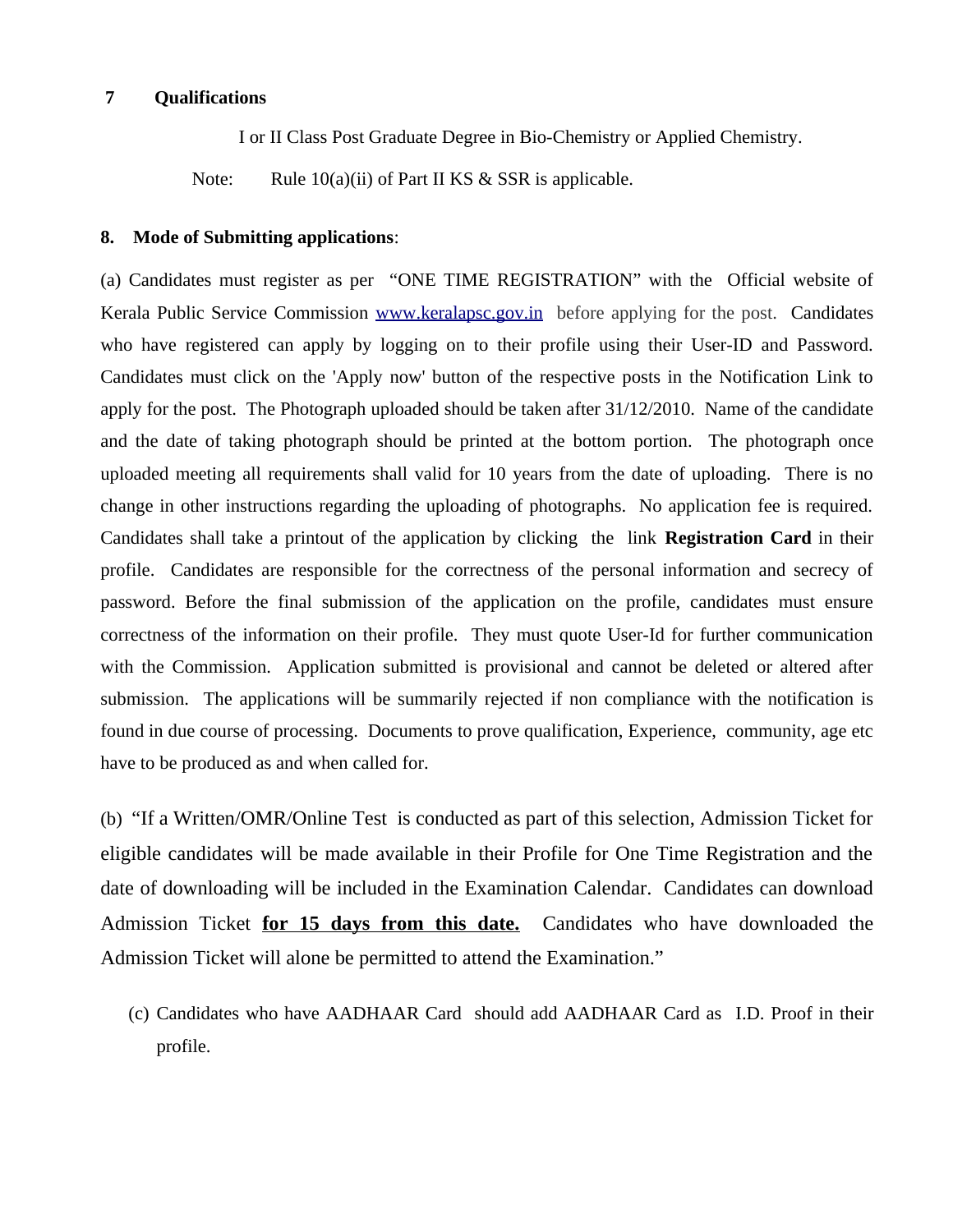**7 Qualifications**

I or II Class Post Graduate Degree in Bio-Chemistry or Applied Chemistry.

Note: Rule 10(a)(ii) of Part II KS & SSR is applicable.

**8. Mode of Submitting applications**:

(a) Candidates must register as per "ONE TIME REGISTRATION" with the Official website of Kerala Public Service Commission www.keralapsc.gov.in before applying for the post. Candidates who have registered can apply by logging on to their profile using their User-ID and Password. Candidates must click on the 'Apply now' button of the respective posts in the Notification Link to apply for the post. The Photograph uploaded should be taken after 31/12/2010. Name of the candidate and the date of taking photograph should be printed at the bottom portion. The photograph once uploaded meeting all requirements shall valid for 10 years from the date of uploading. There is no change in other instructions regarding the uploading of photographs. No application fee is required. Candidates shall take a printout of the application by clicking the link **Registration Card** in their profile. Candidates are responsible for the correctness of the personal information and secrecy of password. Before the final submission of the application on the profile, candidates must ensure correctness of the information on their profile. They must quote User-Id for further communication with the Commission. Application submitted is provisional and cannot be deleted or altered after submission. The applications will be summarily rejected if non compliance with the notification is found in due course of processing. Documents to prove qualification, Experience, community, age etc have to be produced as and when called for.

(b) "If a Written/OMR/Online Test is conducted as part of this selection, Admission Ticket for eligible candidates will be made available in their Profile for One Time Registration and the date of downloading will be included in the Examination Calendar. Candidates can download Admission Ticket **for 15 days from this date.** Candidates who have downloaded the Admission Ticket will alone be permitted to attend the Examination."

(c) Candidates who have AADHAAR Card should add AADHAAR Card as I.D. Proof in their profile.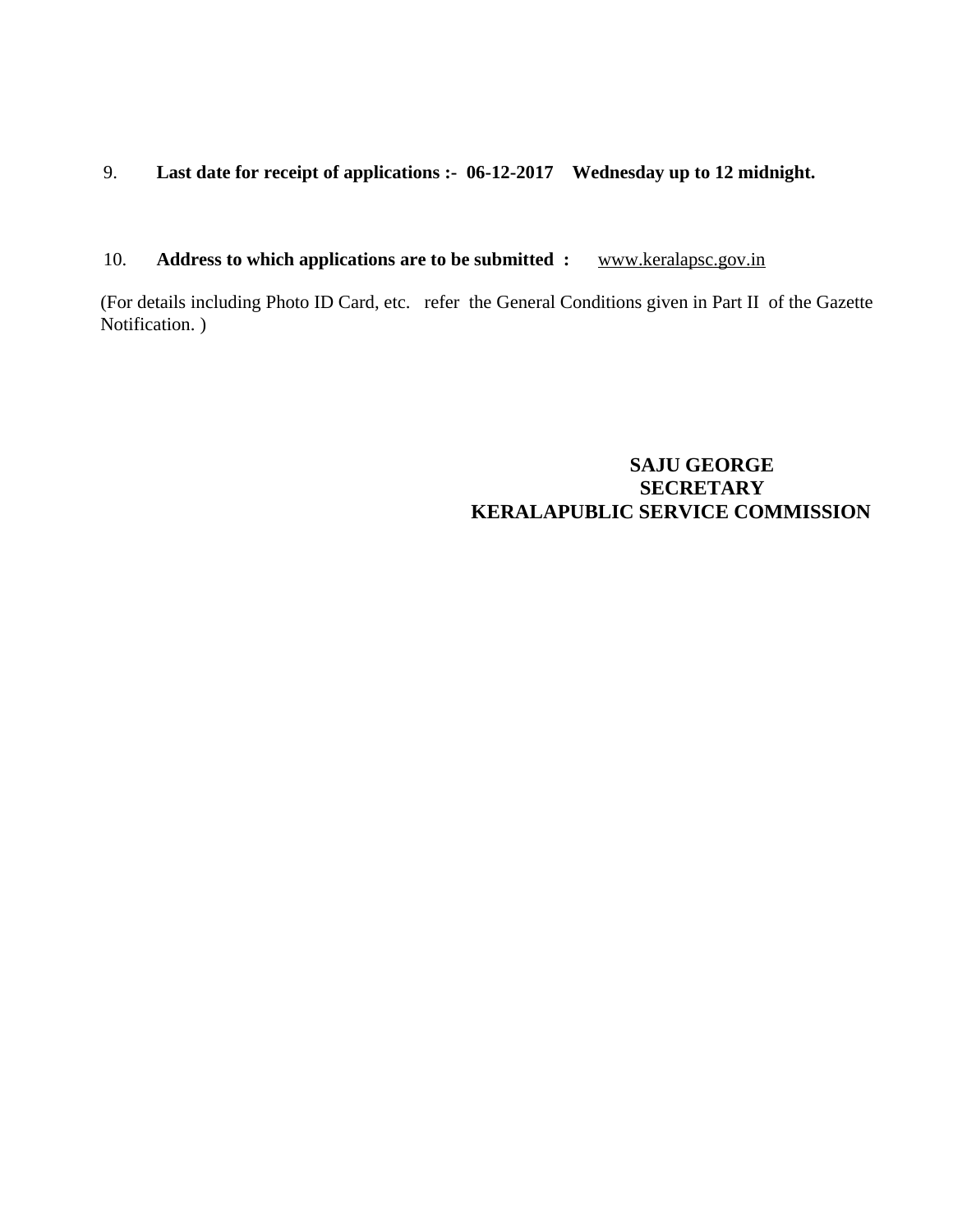9. **Last date for receipt of applications :- 06-12-2017 Wednesday up to 12 midnight.**

10. **Address to which applications are to be submitted :** www.keralapsc.gov.in

(For details including Photo ID Card, etc. refer the General Conditions given in Part II of the Gazette Notification. )

**SAJU GEORGE**
**SECRETARY**
**KERALAPUBLIC SERVICE COMMISSION**